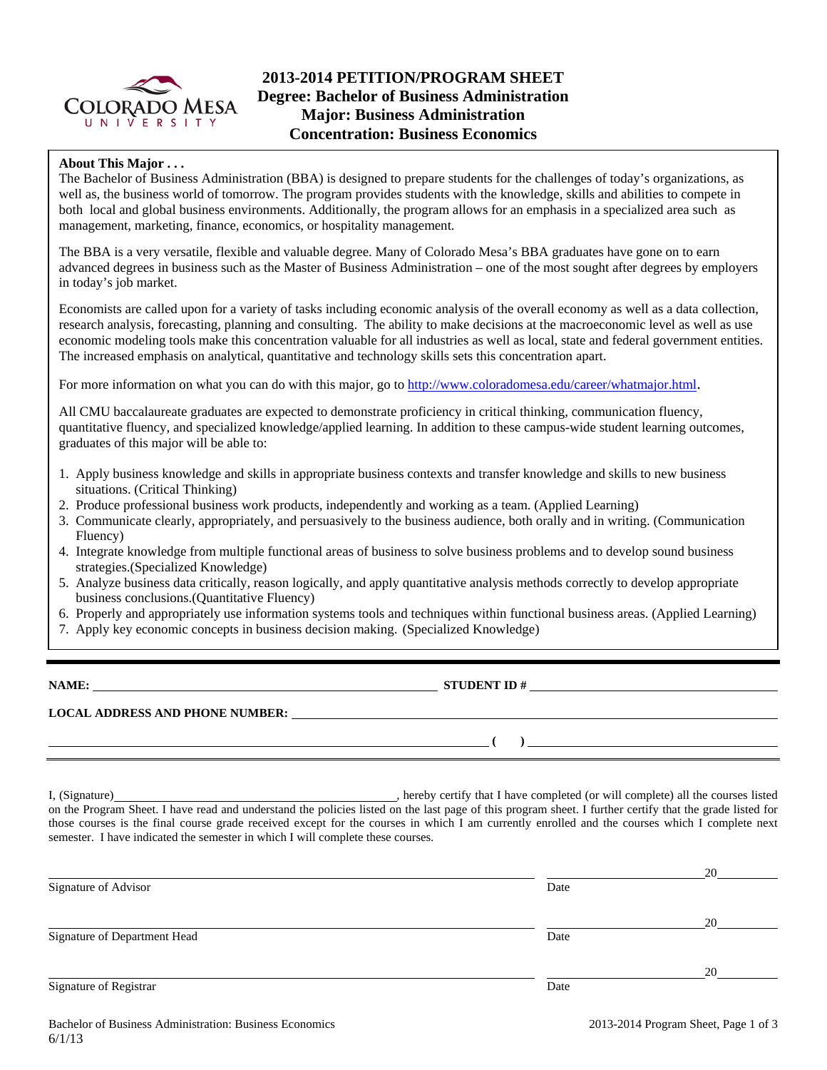# 2013-2014 PETITION/PROGRAM SHEET
## Degree: Bachelor of Business Administration
## Major: Business Administration
## Concentration: Business Economics

**About This Major . . .**

The Bachelor of Business Administration (BBA) is designed to prepare students for the challenges of today's organizations, as well as, the business world of tomorrow. The program provides students with the knowledge, skills and abilities to compete in both local and global business environments. Additionally, the program allows for an emphasis in a specialized area such as management, marketing, finance, economics, or hospitality management.

The BBA is a very versatile, flexible and valuable degree. Many of Colorado Mesa's BBA graduates have gone on to earn advanced degrees in business such as the Master of Business Administration – one of the most sought after degrees by employers in today's job market.

Economists are called upon for a variety of tasks including economic analysis of the overall economy as well as a data collection, research analysis, forecasting, planning and consulting. The ability to make decisions at the macroeconomic level as well as use economic modeling tools make this concentration valuable for all industries as well as local, state and federal government entities. The increased emphasis on analytical, quantitative and technology skills sets this concentration apart.

For more information on what you can do with this major, go to http://www.coloradomesa.edu/career/whatmajor.html.

All CMU baccalaureate graduates are expected to demonstrate proficiency in critical thinking, communication fluency, quantitative fluency, and specialized knowledge/applied learning. In addition to these campus-wide student learning outcomes, graduates of this major will be able to:

1. Apply business knowledge and skills in appropriate business contexts and transfer knowledge and skills to new business situations. (Critical Thinking)
2. Produce professional business work products, independently and working as a team. (Applied Learning)
3. Communicate clearly, appropriately, and persuasively to the business audience, both orally and in writing. (Communication Fluency)
4. Integrate knowledge from multiple functional areas of business to solve business problems and to develop sound business strategies.(Specialized Knowledge)
5. Analyze business data critically, reason logically, and apply quantitative analysis methods correctly to develop appropriate business conclusions.(Quantitative Fluency)
6. Properly and appropriately use information systems tools and techniques within functional business areas. (Applied Learning)
7. Apply key economic concepts in business decision making. (Specialized Knowledge)

---

**NAME:** ______________________________ **STUDENT ID #** ______________________________

**LOCAL ADDRESS AND PHONE NUMBER:** ______________________________

______________________________ **(   )** ______________________________

I, (Signature)______________________________, hereby certify that I have completed (or will complete) all the courses listed on the Program Sheet. I have read and understand the policies listed on the last page of this program sheet. I further certify that the grade listed for those courses is the final course grade received except for the courses in which I am currently enrolled and the courses which I complete next semester. I have indicated the semester in which I will complete these courses.

______________________________ ______________20______
Signature of Advisor Date

______________________________ ______________20______
Signature of Department Head Date

______________________________ ______________20______
Signature of Registrar Date

Bachelor of Business Administration: Business Economics
6/1/13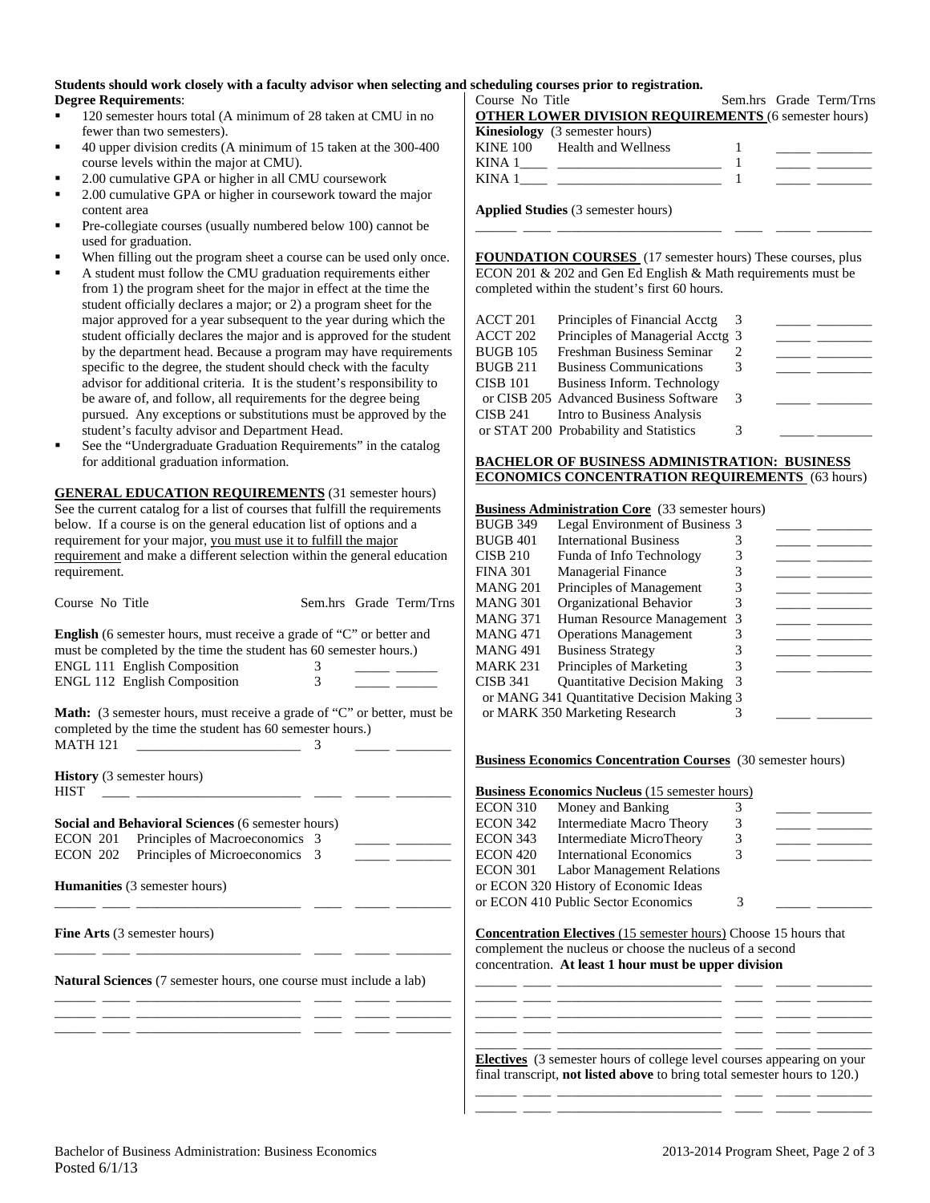**Students should work closely with a faculty advisor when selecting and scheduling courses prior to registration.**

**Degree Requirements**:

- 120 semester hours total (A minimum of 28 taken at CMU in no fewer than two semesters).
- 40 upper division credits (A minimum of 15 taken at the 300-400 course levels within the major at CMU).
- 2.00 cumulative GPA or higher in all CMU coursework
- 2.00 cumulative GPA or higher in coursework toward the major content area
- Pre-collegiate courses (usually numbered below 100) cannot be used for graduation.
- When filling out the program sheet a course can be used only once.
- A student must follow the CMU graduation requirements either from 1) the program sheet for the major in effect at the time the student officially declares a major; or 2) a program sheet for the major approved for a year subsequent to the year during which the student officially declares the major and is approved for the student by the department head. Because a program may have requirements specific to the degree, the student should check with the faculty advisor for additional criteria. It is the student's responsibility to be aware of, and follow, all requirements for the degree being pursued. Any exceptions or substitutions must be approved by the student's faculty advisor and Department Head.
- See the "Undergraduate Graduation Requirements" in the catalog for additional graduation information.

**GENERAL EDUCATION REQUIREMENTS** (31 semester hours) See the current catalog for a list of courses that fulfill the requirements below. If a course is on the general education list of options and a requirement for your major, you must use it to fulfill the major requirement and make a different selection within the general education requirement.

| Course No Title | Sem.hrs | Grade | Term/Trns |
|---|---|---|---|
| **English** (6 semester hours, must receive a grade of "C" or better and must be completed by the time the student has 60 semester hours.) | | | |
| ENGL 111 English Composition | 3 | _____ | ______ |
| ENGL 112 English Composition | 3 | _____ | ______ |
| **Math:** (3 semester hours, must receive a grade of "C" or better, must be completed by the time the student has 60 semester hours.) | | | |
| MATH 121 ________________________ | 3 | _____ | ________ |
| **History** (3 semester hours) | | | |
| HIST ____ ________________________ | ____ | _____ | ________ |
| **Social and Behavioral Sciences** (6 semester hours) | | | |
| ECON 201 Principles of Macroeconomics | 3 | _____ | ________ |
| ECON 202 Principles of Microeconomics | 3 | _____ | ________ |
| **Humanities** (3 semester hours) | | | |
| ______ ____ ________________________ | ____ | _____ | ________ |
| **Fine Arts** (3 semester hours) | | | |
| ______ ____ ________________________ | ____ | _____ | ________ |
| **Natural Sciences** (7 semester hours, one course must include a lab) | | | |
| ______ ____ ________________________ | ____ | _____ | ________ |
| ______ ____ ________________________ | ____ | _____ | ________ |
| ______ ____ ________________________ | ____ | _____ | ________ |

| Course No Title | Sem.hrs | Grade | Term/Trns |
|---|---|---|---|
| **OTHER LOWER DIVISION REQUIREMENTS** (6 semester hours) | | | |
| **Kinesiology** (3 semester hours) | | | |
| KINE 100 Health and Wellness | 1 | _____ | ________ |
| KINA 1____ ________________________ | 1 | _____ | ________ |
| KINA 1____ ________________________ | 1 | _____ | ________ |
| **Applied Studies** (3 semester hours) | | | |
| ______ ____ ________________________ | ____ | _____ | ________ |

**FOUNDATION COURSES** (17 semester hours) These courses, plus ECON 201 & 202 and Gen Ed English & Math requirements must be completed within the student's first 60 hours.

| Course No Title | Sem.hrs | Grade | Term/Trns |
|---|---|---|---|
| ACCT 201 Principles of Financial Acctg | 3 | _____ | ________ |
| ACCT 202 Principles of Managerial Acctg | 3 | _____ | ________ |
| BUGB 105 Freshman Business Seminar | 2 | _____ | ________ |
| BUGB 211 Business Communications | 3 | _____ | ________ |
| CISB 101 Business Inform. Technology or CISB 205 Advanced Business Software | 3 | _____ | ________ |
| CISB 241 Intro to Business Analysis or STAT 200 Probability and Statistics | 3 | _____ | ________ |

**BACHELOR OF BUSINESS ADMINISTRATION: BUSINESS ECONOMICS CONCENTRATION REQUIREMENTS** (63 hours)

**Business Administration Core** (33 semester hours)

| Course No Title | Sem.hrs | Grade | Term/Trns |
|---|---|---|---|
| BUGB 349 Legal Environment of Business | 3 | _____ | ________ |
| BUGB 401 International Business | 3 | _____ | ________ |
| CISB 210 Funda of Info Technology | 3 | _____ | ________ |
| FINA 301 Managerial Finance | 3 | _____ | ________ |
| MANG 201 Principles of Management | 3 | _____ | ________ |
| MANG 301 Organizational Behavior | 3 | _____ | ________ |
| MANG 371 Human Resource Management | 3 | _____ | ________ |
| MANG 471 Operations Management | 3 | _____ | ________ |
| MANG 491 Business Strategy | 3 | _____ | ________ |
| MARK 231 Principles of Marketing | 3 | _____ | ________ |
| CISB 341 Quantitative Decision Making or MANG 341 Quantitative Decision Making or MARK 350 Marketing Research | 3 | _____ | ________ |

**Business Economics Concentration Courses** (30 semester hours)

**Business Economics Nucleus** (15 semester hours)

| Course No Title | Sem.hrs | Grade | Term/Trns |
|---|---|---|---|
| ECON 310 Money and Banking | 3 | _____ | ________ |
| ECON 342 Intermediate Macro Theory | 3 | _____ | ________ |
| ECON 343 Intermediate MicroTheory | 3 | _____ | ________ |
| ECON 420 International Economics | 3 | _____ | ________ |
| ECON 301 Labor Management Relations or ECON 320 History of Economic Ideas or ECON 410 Public Sector Economics | 3 | _____ | ________ |

**Concentration Electives** (15 semester hours) Choose 15 hours that complement the nucleus or choose the nucleus of a second concentration. **At least 1 hour must be upper division**

| Course No Title | Sem.hrs | Grade | Term/Trns |
|---|---|---|---|
| ______ ____ ________________________ | ____ | _____ | ________ |
| ______ ____ ________________________ | ____ | _____ | ________ |
| ______ ____ ________________________ | ____ | _____ | ________ |
| ______ ____ ________________________ | ____ | _____ | ________ |
| ______ ____ ________________________ | ____ | _____ | ________ |

**Electives** (3 semester hours of college level courses appearing on your final transcript, **not listed above** to bring total semester hours to 120.)

| Course No Title | Sem.hrs | Grade | Term/Trns |
|---|---|---|---|
| ______ ____ ________________________ | ____ | _____ | ________ |
| ______ ____ ________________________ | ____ | _____ | ________ |

Bachelor of Business Administration: Business Economics
Posted 6/1/13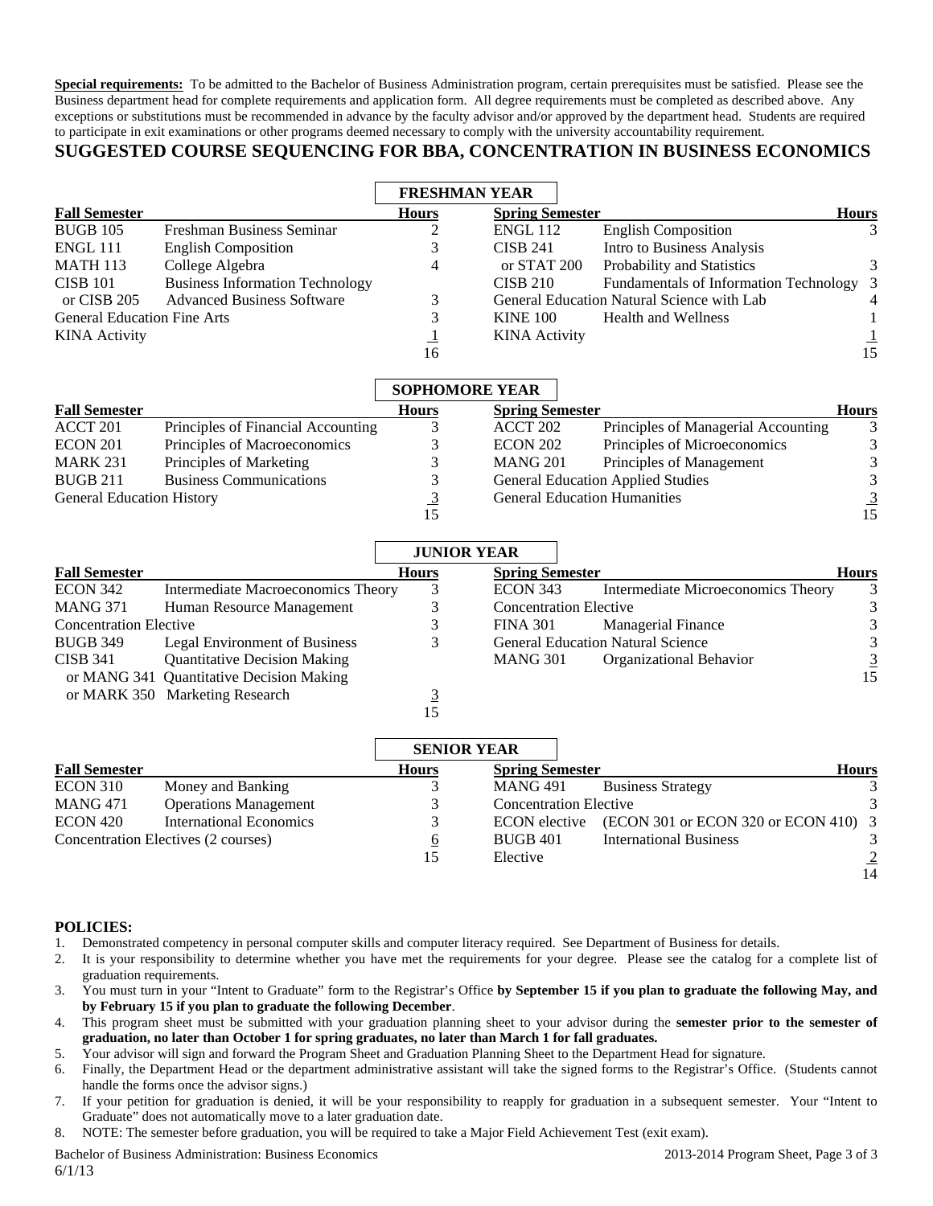**Special requirements:** To be admitted to the Bachelor of Business Administration program, certain prerequisites must be satisfied. Please see the Business department head for complete requirements and application form. All degree requirements must be completed as described above. Any exceptions or substitutions must be recommended in advance by the faculty advisor and/or approved by the department head. Students are required to participate in exit examinations or other programs deemed necessary to comply with the university accountability requirement.

## SUGGESTED COURSE SEQUENCING FOR BBA, CONCENTRATION IN BUSINESS ECONOMICS

### FRESHMAN YEAR

| Fall Semester | | Hours | Spring Semester | | Hours |
|---|---|---|---|---|---|
| BUGB 105 | Freshman Business Seminar | 2 | ENGL 112 | English Composition | 3 |
| ENGL 111 | English Composition | 3 | CISB 241 | Intro to Business Analysis | |
| MATH 113 | College Algebra | 4 | or STAT 200 | Probability and Statistics | 3 |
| CISB 101 | Business Information Technology | | CISB 210 | Fundamentals of Information Technology | 3 |
| or CISB 205 | Advanced Business Software | 3 | General Education Natural Science with Lab | | 4 |
| General Education Fine Arts | | 3 | KINE 100 | Health and Wellness | 1 |
| KINA Activity | | 1 | KINA Activity | | 1 |
| | | 16 | | | 15 |

### SOPHOMORE YEAR

| Fall Semester | | Hours | Spring Semester | | Hours |
|---|---|---|---|---|---|
| ACCT 201 | Principles of Financial Accounting | 3 | ACCT 202 | Principles of Managerial Accounting | 3 |
| ECON 201 | Principles of Macroeconomics | 3 | ECON 202 | Principles of Microeconomics | 3 |
| MARK 231 | Principles of Marketing | 3 | MANG 201 | Principles of Management | 3 |
| BUGB 211 | Business Communications | 3 | General Education Applied Studies | | 3 |
| General Education History | | 3 | General Education Humanities | | 3 |
| | | 15 | | | 15 |

### JUNIOR YEAR

| Fall Semester | | Hours | Spring Semester | | Hours |
|---|---|---|---|---|---|
| ECON 342 | Intermediate Macroeconomics Theory | 3 | ECON 343 | Intermediate Microeconomics Theory | 3 |
| MANG 371 | Human Resource Management | 3 | Concentration Elective | | 3 |
| Concentration Elective | | 3 | FINA 301 | Managerial Finance | 3 |
| BUGB 349 | Legal Environment of Business | 3 | General Education Natural Science | | 3 |
| CISB 341 | Quantitative Decision Making | | MANG 301 | Organizational Behavior | 3 |
| or MANG 341 | Quantitative Decision Making | | | | 15 |
| or MARK 350 | Marketing Research | 3 | | | |
| | | 15 | | | |

### SENIOR YEAR

| Fall Semester | | Hours | Spring Semester | | Hours |
|---|---|---|---|---|---|
| ECON 310 | Money and Banking | 3 | MANG 491 | Business Strategy | 3 |
| MANG 471 | Operations Management | 3 | Concentration Elective | | 3 |
| ECON 420 | International Economics | 3 | ECON elective | (ECON 301 or ECON 320 or ECON 410) | 3 |
| Concentration Electives (2 courses) | | 6 | BUGB 401 | International Business | 3 |
| | | 15 | Elective | | 2 |
| | | | | | 14 |

**POLICIES:**

1. Demonstrated competency in personal computer skills and computer literacy required. See Department of Business for details.
2. It is your responsibility to determine whether you have met the requirements for your degree. Please see the catalog for a complete list of graduation requirements.
3. You must turn in your "Intent to Graduate" form to the Registrar's Office **by September 15 if you plan to graduate the following May, and by February 15 if you plan to graduate the following December**.
4. This program sheet must be submitted with your graduation planning sheet to your advisor during the **semester prior to the semester of graduation, no later than October 1 for spring graduates, no later than March 1 for fall graduates.**
5. Your advisor will sign and forward the Program Sheet and Graduation Planning Sheet to the Department Head for signature.
6. Finally, the Department Head or the department administrative assistant will take the signed forms to the Registrar's Office. (Students cannot handle the forms once the advisor signs.)
7. If your petition for graduation is denied, it will be your responsibility to reapply for graduation in a subsequent semester. Your "Intent to Graduate" does not automatically move to a later graduation date.
8. NOTE: The semester before graduation, you will be required to take a Major Field Achievement Test (exit exam).

Bachelor of Business Administration: Business Economics
6/1/13